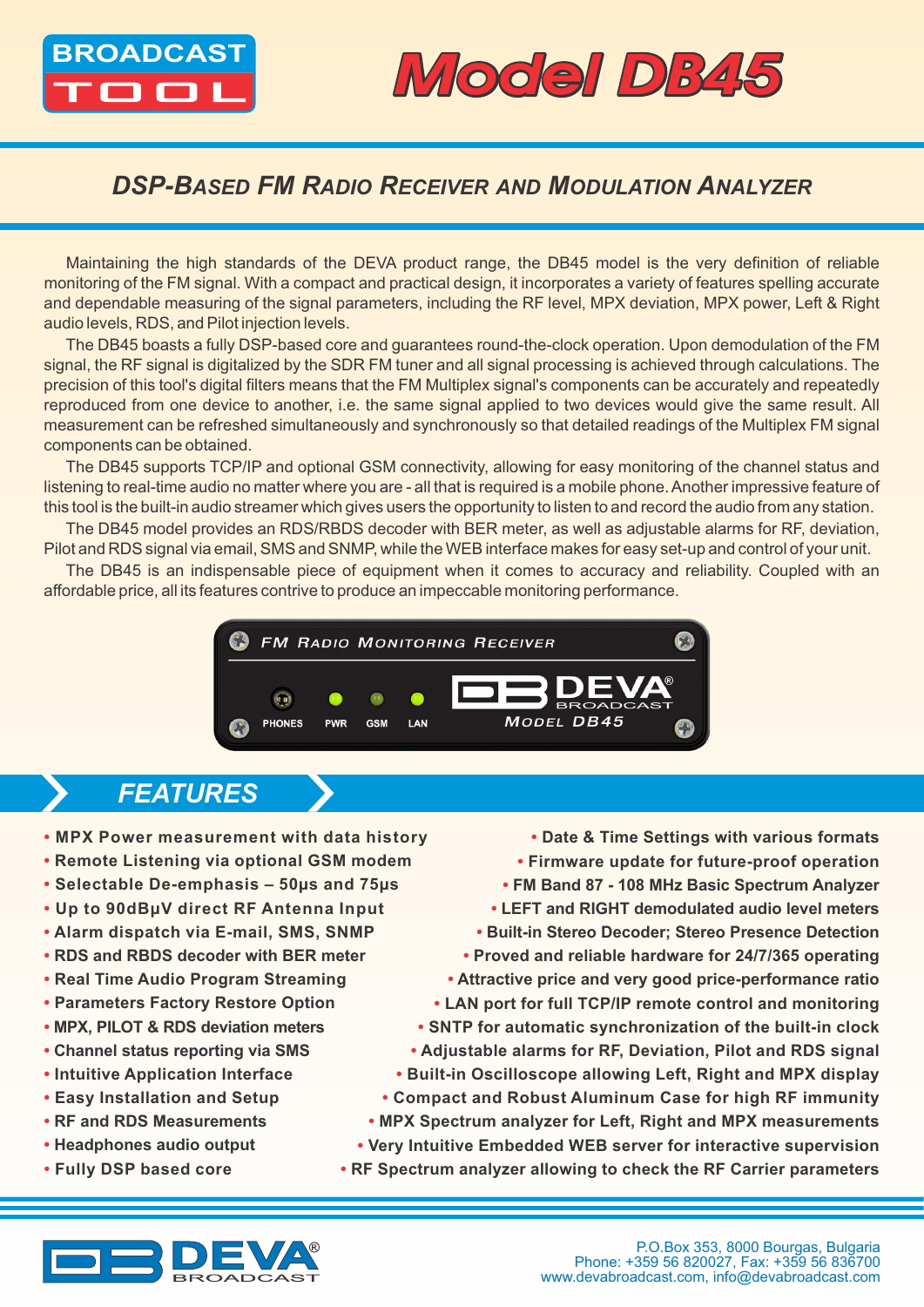BROADCAST TOOL

# Model DB45

## DSP-Based FM Radio Receiver and Modulation Analyzer

Maintaining the high standards of the DEVA product range, the DB45 model is the very definition of reliable monitoring of the FM signal. With a compact and practical design, it incorporates a variety of features spelling accurate and dependable measuring of the signal parameters, including the RF level, MPX deviation, MPX power, Left & Right audio levels, RDS, and Pilot injection levels.

The DB45 boasts a fully DSP-based core and guarantees round-the-clock operation. Upon demodulation of the FM signal, the RF signal is digitalized by the SDR FM tuner and all signal processing is achieved through calculations. The precision of this tool's digital filters means that the FM Multiplex signal's components can be accurately and repeatedly reproduced from one device to another, i.e. the same signal applied to two devices would give the same result. All measurement can be refreshed simultaneously and synchronously so that detailed readings of the Multiplex FM signal components can be obtained.

The DB45 supports TCP/IP and optional GSM connectivity, allowing for easy monitoring of the channel status and listening to real-time audio no matter where you are - all that is required is a mobile phone. Another impressive feature of this tool is the built-in audio streamer which gives users the opportunity to listen to and record the audio from any station.

The DB45 model provides an RDS/RBDS decoder with BER meter, as well as adjustable alarms for RF, deviation, Pilot and RDS signal via email, SMS and SNMP, while the WEB interface makes for easy set-up and control of your unit.

The DB45 is an indispensable piece of equipment when it comes to accuracy and reliability. Coupled with an affordable price, all its features contrive to produce an impeccable monitoring performance.

FM Radio Monitoring Receiver

PHONES PWR GSM LAN

DEVA BROADCAST
Model DB45

## FEATURES

- MPX Power measurement with data history
- Remote Listening via optional GSM modem
- Selectable De-emphasis – 50µs and 75µs
- Up to 90dBµV direct RF Antenna Input
- Alarm dispatch via E-mail, SMS, SNMP
- RDS and RBDS decoder with BER meter
- Real Time Audio Program Streaming
- Parameters Factory Restore Option
- MPX, PILOT & RDS deviation meters
- Channel status reporting via SMS
- Intuitive Application Interface
- Easy Installation and Setup
- RF and RDS Measurements
- Headphones audio output
- Fully DSP based core
- Date & Time Settings with various formats
- Firmware update for future-proof operation
- FM Band 87 - 108 MHz Basic Spectrum Analyzer
- LEFT and RIGHT demodulated audio level meters
- Built-in Stereo Decoder; Stereo Presence Detection
- Proved and reliable hardware for 24/7/365 operating
- Attractive price and very good price-performance ratio
- LAN port for full TCP/IP remote control and monitoring
- SNTP for automatic synchronization of the built-in clock
- Adjustable alarms for RF, Deviation, Pilot and RDS signal
- Built-in Oscilloscope allowing Left, Right and MPX display
- Compact and Robust Aluminum Case for high RF immunity
- MPX Spectrum analyzer for Left, Right and MPX measurements
- Very Intuitive Embedded WEB server for interactive supervision
- RF Spectrum analyzer allowing to check the RF Carrier parameters

DEVA® BROADCAST

P.O.Box 353, 8000 Bourgas, Bulgaria
Phone: +359 56 820027, Fax: +359 56 836700
www.devabroadcast.com, info@devabroadcast.com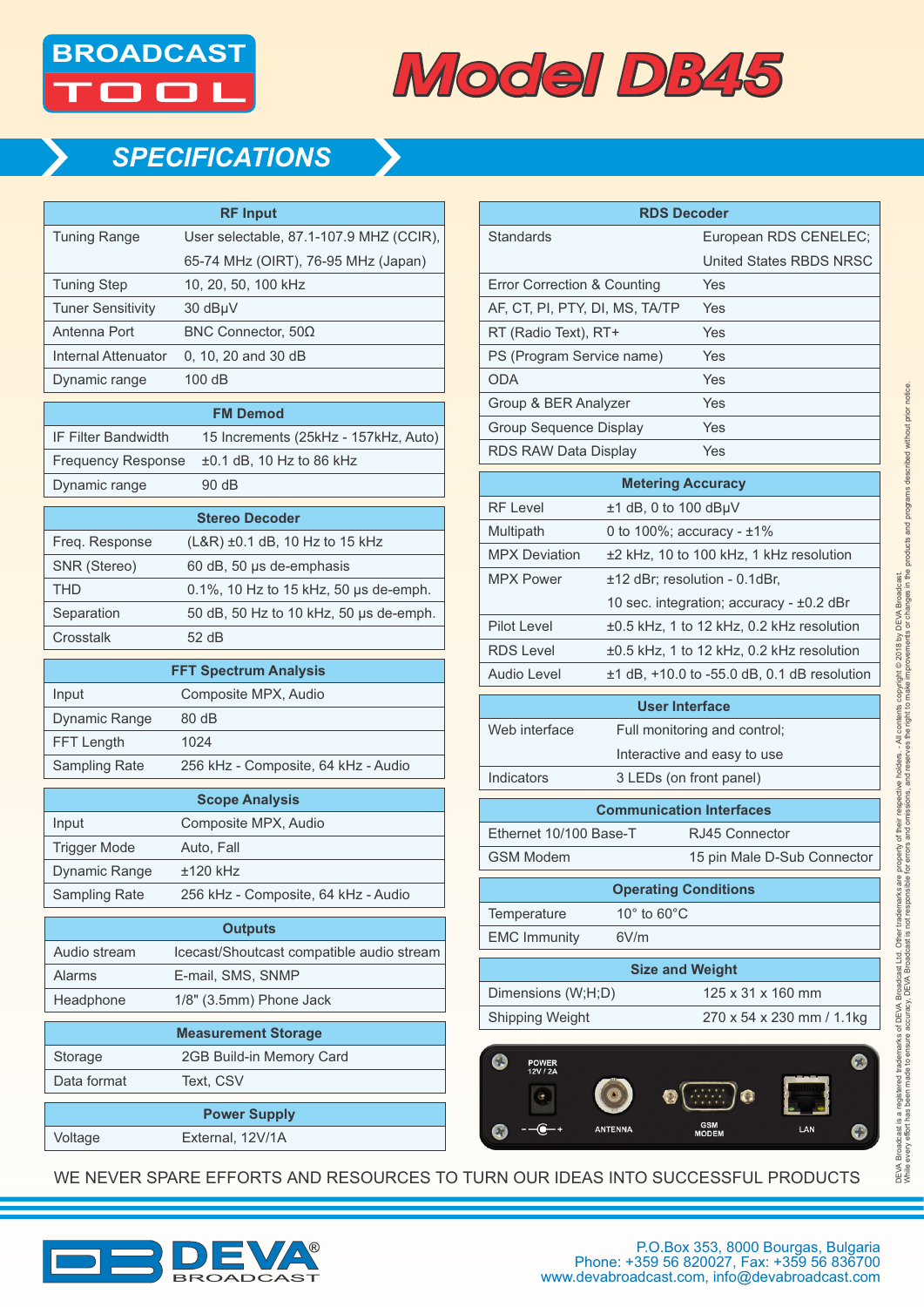# BROADCAST TOOL

# Model DB45

## SPECIFICATIONS

| RF Input | |
|---|---|
| Tuning Range | User selectable, 87.1-107.9 MHZ (CCIR), 65-74 MHz (OIRT), 76-95 MHz (Japan) |
| Tuning Step | 10, 20, 50, 100 kHz |
| Tuner Sensitivity | 30 dBµV |
| Antenna Port | BNC Connector, 50Ω |
| Internal Attenuator | 0, 10, 20 and 30 dB |
| Dynamic range | 100 dB |

| FM Demod | |
|---|---|
| IF Filter Bandwidth | 15 Increments (25kHz - 157kHz, Auto) |
| Frequency Response | ±0.1 dB, 10 Hz to 86 kHz |
| Dynamic range | 90 dB |

| Stereo Decoder | |
|---|---|
| Freq. Response | (L&R) ±0.1 dB, 10 Hz to 15 kHz |
| SNR (Stereo) | 60 dB, 50 µs de-emphasis |
| THD | 0.1%, 10 Hz to 15 kHz, 50 µs de-emph. |
| Separation | 50 dB, 50 Hz to 10 kHz, 50 µs de-emph. |
| Crosstalk | 52 dB |

| FFT Spectrum Analysis | |
|---|---|
| Input | Composite MPX, Audio |
| Dynamic Range | 80 dB |
| FFT Length | 1024 |
| Sampling Rate | 256 kHz - Composite, 64 kHz - Audio |

| Scope Analysis | |
|---|---|
| Input | Composite MPX, Audio |
| Trigger Mode | Auto, Fall |
| Dynamic Range | ±120 kHz |
| Sampling Rate | 256 kHz - Composite, 64 kHz - Audio |

| Outputs | |
|---|---|
| Audio stream | Icecast/Shoutcast compatible audio stream |
| Alarms | E-mail, SMS, SNMP |
| Headphone | 1/8" (3.5mm) Phone Jack |

| Measurement Storage | |
|---|---|
| Storage | 2GB Build-in Memory Card |
| Data format | Text, CSV |

| Power Supply | |
|---|---|
| Voltage | External, 12V/1A |

| RDS Decoder | |
|---|---|
| Standards | European RDS CENELEC; United States RBDS NRSC |
| Error Correction & Counting | Yes |
| AF, CT, PI, PTY, DI, MS, TA/TP | Yes |
| RT (Radio Text), RT+ | Yes |
| PS (Program Service name) | Yes |
| ODA | Yes |
| Group & BER Analyzer | Yes |
| Group Sequence Display | Yes |
| RDS RAW Data Display | Yes |

| Metering Accuracy | |
|---|---|
| RF Level | ±1 dB, 0 to 100 dBµV |
| Multipath | 0 to 100%; accuracy - ±1% |
| MPX Deviation | ±2 kHz, 10 to 100 kHz, 1 kHz resolution |
| MPX Power | ±12 dBr; resolution - 0.1dBr, 10 sec. integration; accuracy - ±0.2 dBr |
| Pilot Level | ±0.5 kHz, 1 to 12 kHz, 0.2 kHz resolution |
| RDS Level | ±0.5 kHz, 1 to 12 kHz, 0.2 kHz resolution |
| Audio Level | ±1 dB, +10.0 to -55.0 dB, 0.1 dB resolution |

| User Interface | |
|---|---|
| Web interface | Full monitoring and control; Interactive and easy to use |
| Indicators | 3 LEDs (on front panel) |

| Communication Interfaces | |
|---|---|
| Ethernet 10/100 Base-T | RJ45 Connector |
| GSM Modem | 15 pin Male D-Sub Connector |

| Operating Conditions | |
|---|---|
| Temperature | 10° to 60°C |
| EMC Immunity | 6V/m |

| Size and Weight | |
|---|---|
| Dimensions (W;H;D) | 125 x 31 x 160 mm |
| Shipping Weight | 270 x 54 x 230 mm / 1.1kg |

POWER 12V / 2A — ANTENNA — GSM MODEM — LAN

WE NEVER SPARE EFFORTS AND RESOURCES TO TURN OUR IDEAS INTO SUCCESSFUL PRODUCTS

DEVA Broadcast is a registered trademarks of DEVA Broadcast Ltd. Other trademarks are property of their respective holders. - All contents copyright © 2018 by DEVA Broadcast. While every effort has been made to ensure accuracy, DEVA Broadcast is not responsible for errors and omissions, and reserves the right to make improvements or changes in the products and programs described without prior notice.

DEVA BROADCAST®

P.O.Box 353, 8000 Bourgas, Bulgaria
Phone: +359 56 820027, Fax: +359 56 836700
www.devabroadcast.com, info@devabroadcast.com